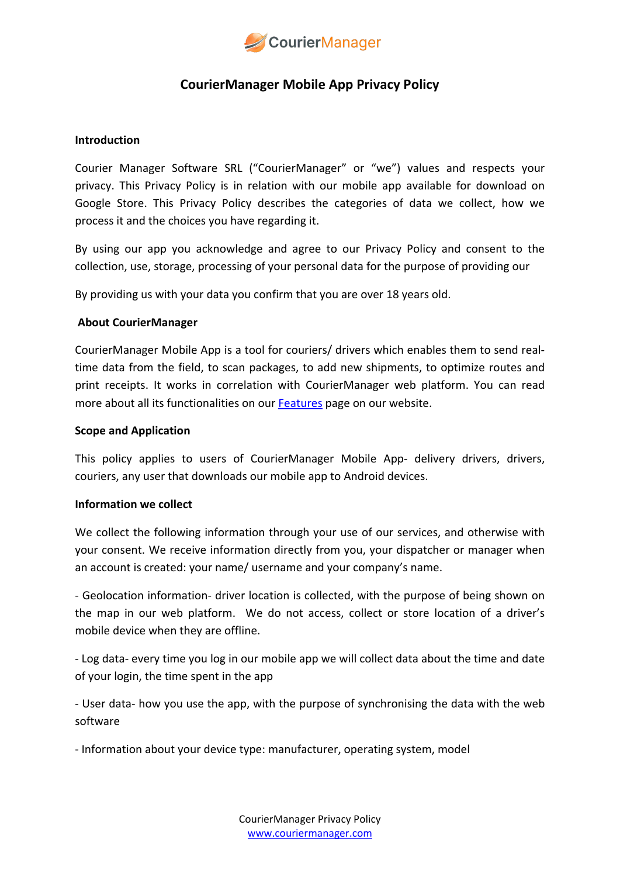# CourierManager Mobile App Privacy Policy

**Introduction**

Courier Manager Software SRL ("CourierManager" or "we") values and respects your privacy. This Privacy Policy is in relation with our mobile app available for download on Google Store. This Privacy Policy describes the categories of data we collect, how we process it and the choices you have regarding it.

By using our app you acknowledge and agree to our Privacy Policy and consent to the collection, use, storage, processing of your personal data for the purpose of providing our

By providing us with your data you confirm that you are over 18 years old.

**About CourierManager**

CourierManager Mobile App is a tool for couriers/ drivers which enables them to send real-time data from the field, to scan packages, to add new shipments, to optimize routes and print receipts. It works in correlation with CourierManager web platform. You can read more about all its functionalities on our [Features](#) page on our website.

**Scope and Application**

This policy applies to users of CourierManager Mobile App- delivery drivers, drivers, couriers, any user that downloads our mobile app to Android devices.

**Information we collect**

We collect the following information through your use of our services, and otherwise with your consent. We receive information directly from you, your dispatcher or manager when an account is created: your name/ username and your company's name.

- Geolocation information- driver location is collected, with the purpose of being shown on the map in our web platform. We do not access, collect or store location of a driver's mobile device when they are offline.

- Log data- every time you log in our mobile app we will collect data about the time and date of your login, the time spent in the app

- User data- how you use the app, with the purpose of synchronising the data with the web software

- Information about your device type: manufacturer, operating system, model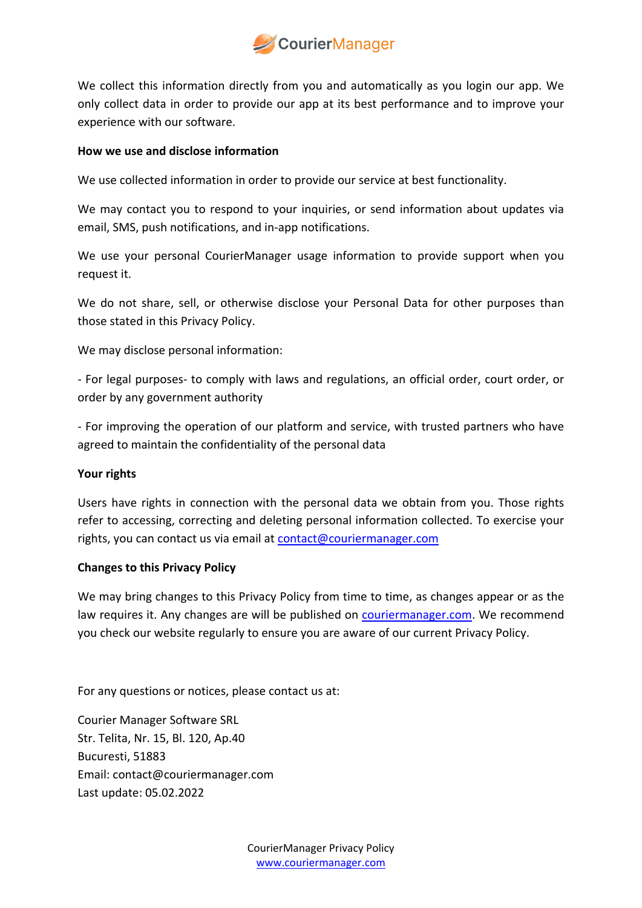We collect this information directly from you and automatically as you login our app. We only collect data in order to provide our app at its best performance and to improve your experience with our software.

**How we use and disclose information**

We use collected information in order to provide our service at best functionality.

We may contact you to respond to your inquiries, or send information about updates via email, SMS, push notifications, and in-app notifications.

We use your personal CourierManager usage information to provide support when you request it.

We do not share, sell, or otherwise disclose your Personal Data for other purposes than those stated in this Privacy Policy.

We may disclose personal information:

- For legal purposes- to comply with laws and regulations, an official order, court order, or order by any government authority

- For improving the operation of our platform and service, with trusted partners who have agreed to maintain the confidentiality of the personal data

**Your rights**

Users have rights in connection with the personal data we obtain from you. Those rights refer to accessing, correcting and deleting personal information collected. To exercise your rights, you can contact us via email at contact@couriermanager.com

**Changes to this Privacy Policy**

We may bring changes to this Privacy Policy from time to time, as changes appear or as the law requires it. Any changes are will be published on couriermanager.com. We recommend you check our website regularly to ensure you are aware of our current Privacy Policy.

For any questions or notices, please contact us at:

Courier Manager Software SRL
Str. Telita, Nr. 15, Bl. 120, Ap.40
Bucuresti, 51883
Email: contact@couriermanager.com
Last update: 05.02.2022